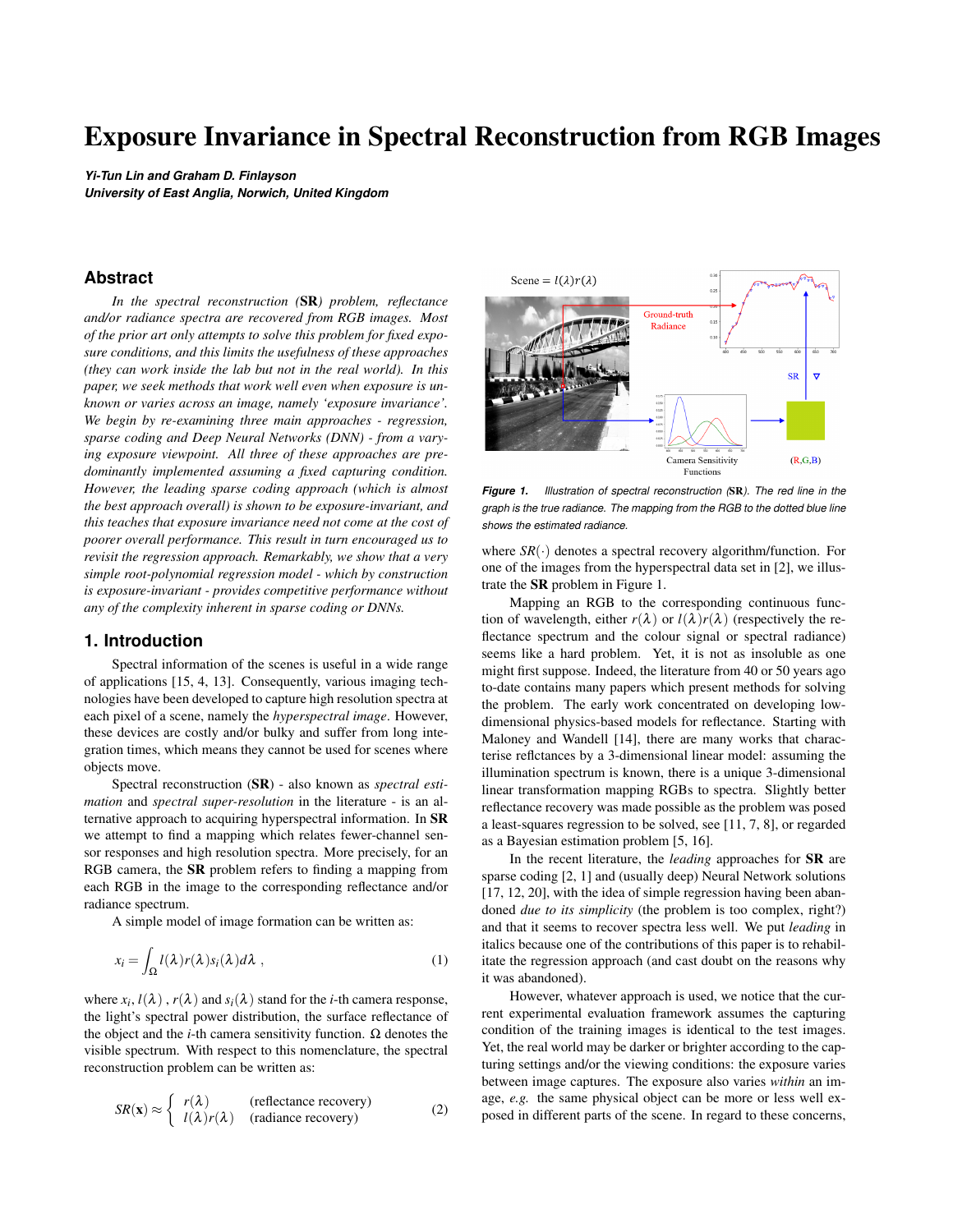# Exposure Invariance in Spectral Reconstruction from RGB Images

***Yi-Tun Lin and Graham D. Finlayson***
***University of East Anglia, Norwich, United Kingdom***

## Abstract

*In the spectral reconstruction (**SR**) problem, reflectance and/or radiance spectra are recovered from RGB images. Most of the prior art only attempts to solve this problem for fixed exposure conditions, and this limits the usefulness of these approaches (they can work inside the lab but not in the real world). In this paper, we seek methods that work well even when exposure is unknown or varies across an image, namely 'exposure invariance'. We begin by re-examining three main approaches - regression, sparse coding and Deep Neural Networks (DNN) - from a varying exposure viewpoint. All three of these approaches are predominantly implemented assuming a fixed capturing condition. However, the leading sparse coding approach (which is almost the best approach overall) is shown to be exposure-invariant, and this teaches that exposure invariance need not come at the cost of poorer overall performance. This result in turn encouraged us to revisit the regression approach. Remarkably, we show that a very simple root-polynomial regression model - which by construction is exposure-invariant - provides competitive performance without any of the complexity inherent in sparse coding or DNNs.*

## 1. Introduction

Spectral information of the scenes is useful in a wide range of applications [15, 4, 13]. Consequently, various imaging technologies have been developed to capture high resolution spectra at each pixel of a scene, namely the *hyperspectral image*. However, these devices are costly and/or bulky and suffer from long integration times, which means they cannot be used for scenes where objects move.

Spectral reconstruction (**SR**) - also known as *spectral estimation* and *spectral super-resolution* in the literature - is an alternative approach to acquiring hyperspectral information. In **SR** we attempt to find a mapping which relates fewer-channel sensor responses and high resolution spectra. More precisely, for an RGB camera, the **SR** problem refers to finding a mapping from each RGB in the image to the corresponding reflectance and/or radiance spectrum.

A simple model of image formation can be written as:

$$x_i = \int_{\Omega} l(\lambda) r(\lambda) s_i(\lambda) d\lambda \ , \tag{1}$$

where $x_i$, $l(\lambda)$ , $r(\lambda)$ and $s_i(\lambda)$ stand for the $i$-th camera response, the light's spectral power distribution, the surface reflectance of the object and the $i$-th camera sensitivity function. $\Omega$ denotes the visible spectrum. With respect to this nomenclature, the spectral reconstruction problem can be written as:

$$SR(\mathbf{x}) \approx \begin{cases} r(\lambda) & \text{(reflectance recovery)} \\ l(\lambda)r(\lambda) & \text{(radiance recovery)} \end{cases} \tag{2}$$

*Figure 1. Illustration of spectral reconstruction (**SR**). The red line in the graph is the true radiance. The mapping from the RGB to the dotted blue line shows the estimated radiance.*

where $SR(\cdot)$ denotes a spectral recovery algorithm/function. For one of the images from the hyperspectral data set in [2], we illustrate the **SR** problem in Figure 1.

Mapping an RGB to the corresponding continuous function of wavelength, either $r(\lambda)$ or $l(\lambda)r(\lambda)$ (respectively the reflectance spectrum and the colour signal or spectral radiance) seems like a hard problem. Yet, it is not as insoluble as one might first suppose. Indeed, the literature from 40 or 50 years ago to-date contains many papers which present methods for solving the problem. The early work concentrated on developing low-dimensional physics-based models for reflectance. Starting with Maloney and Wandell [14], there are many works that characterise reflctances by a 3-dimensional linear model: assuming the illumination spectrum is known, there is a unique 3-dimensional linear transformation mapping RGBs to spectra. Slightly better reflectance recovery was made possible as the problem was posed a least-squares regression to be solved, see [11, 7, 8], or regarded as a Bayesian estimation problem [5, 16].

In the recent literature, the *leading* approaches for **SR** are sparse coding [2, 1] and (usually deep) Neural Network solutions [17, 12, 20], with the idea of simple regression having been abandoned *due to its simplicity* (the problem is too complex, right?) and that it seems to recover spectra less well. We put *leading* in italics because one of the contributions of this paper is to rehabilitate the regression approach (and cast doubt on the reasons why it was abandoned).

However, whatever approach is used, we notice that the current experimental evaluation framework assumes the capturing condition of the training images is identical to the test images. Yet, the real world may be darker or brighter according to the capturing settings and/or the viewing conditions: the exposure varies between image captures. The exposure also varies *within* an image, *e.g.* the same physical object can be more or less well exposed in different parts of the scene. In regard to these concerns,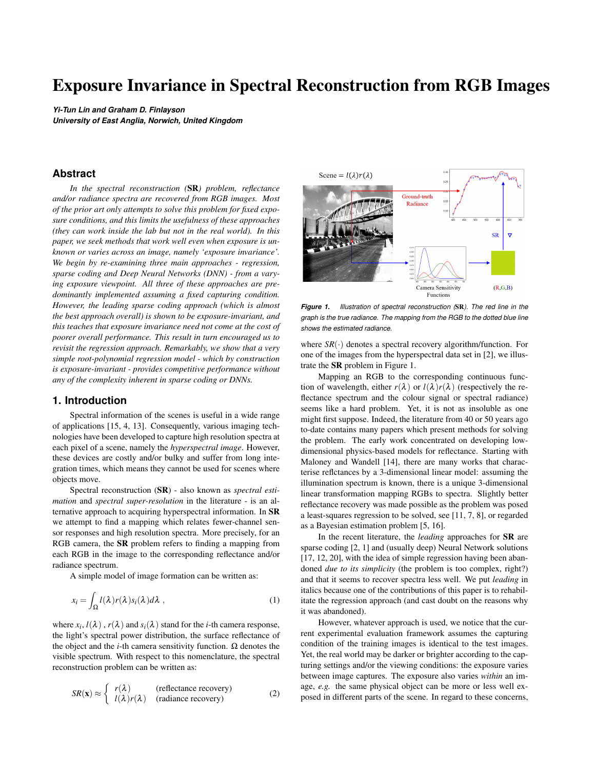# Exposure Invariance in Spectral Reconstruction from RGB Images

***Yi-Tun Lin and Graham D. Finlayson***
***University of East Anglia, Norwich, United Kingdom***

## Abstract

*In the spectral reconstruction (**SR**) problem, reflectance and/or radiance spectra are recovered from RGB images. Most of the prior art only attempts to solve this problem for fixed exposure conditions, and this limits the usefulness of these approaches (they can work inside the lab but not in the real world). In this paper, we seek methods that work well even when exposure is unknown or varies across an image, namely 'exposure invariance'. We begin by re-examining three main approaches - regression, sparse coding and Deep Neural Networks (DNN) - from a varying exposure viewpoint. All three of these approaches are predominantly implemented assuming a fixed capturing condition. However, the leading sparse coding approach (which is almost the best approach overall) is shown to be exposure-invariant, and this teaches that exposure invariance need not come at the cost of poorer overall performance. This result in turn encouraged us to revisit the regression approach. Remarkably, we show that a very simple root-polynomial regression model - which by construction is exposure-invariant - provides competitive performance without any of the complexity inherent in sparse coding or DNNs.*

## 1. Introduction

Spectral information of the scenes is useful in a wide range of applications [15, 4, 13]. Consequently, various imaging technologies have been developed to capture high resolution spectra at each pixel of a scene, namely the *hyperspectral image*. However, these devices are costly and/or bulky and suffer from long integration times, which means they cannot be used for scenes where objects move.

Spectral reconstruction (**SR**) - also known as *spectral estimation* and *spectral super-resolution* in the literature - is an alternative approach to acquiring hyperspectral information. In **SR** we attempt to find a mapping which relates fewer-channel sensor responses and high resolution spectra. More precisely, for an RGB camera, the **SR** problem refers to finding a mapping from each RGB in the image to the corresponding reflectance and/or radiance spectrum.

A simple model of image formation can be written as:

$$x_i = \int_{\Omega} l(\lambda) r(\lambda) s_i(\lambda) d\lambda \ , \tag{1}$$

where $x_i$, $l(\lambda)$ , $r(\lambda)$ and $s_i(\lambda)$ stand for the $i$-th camera response, the light's spectral power distribution, the surface reflectance of the object and the $i$-th camera sensitivity function. $\Omega$ denotes the visible spectrum. With respect to this nomenclature, the spectral reconstruction problem can be written as:

$$SR(\mathbf{x}) \approx \begin{cases} r(\lambda) & \text{(reflectance recovery)} \\ l(\lambda)r(\lambda) & \text{(radiance recovery)} \end{cases} \tag{2}$$

***Figure 1.*** *Illustration of spectral reconstruction (**SR**). The red line in the graph is the true radiance. The mapping from the RGB to the dotted blue line shows the estimated radiance.*

where $SR(\cdot)$ denotes a spectral recovery algorithm/function. For one of the images from the hyperspectral data set in [2], we illustrate the **SR** problem in Figure 1.

Mapping an RGB to the corresponding continuous function of wavelength, either $r(\lambda)$ or $l(\lambda)r(\lambda)$ (respectively the reflectance spectrum and the colour signal or spectral radiance) seems like a hard problem. Yet, it is not as insoluble as one might first suppose. Indeed, the literature from 40 or 50 years ago to-date contains many papers which present methods for solving the problem. The early work concentrated on developing low-dimensional physics-based models for reflectance. Starting with Maloney and Wandell [14], there are many works that characterise reflctances by a 3-dimensional linear model: assuming the illumination spectrum is known, there is a unique 3-dimensional linear transformation mapping RGBs to spectra. Slightly better reflectance recovery was made possible as the problem was posed a least-squares regression to be solved, see [11, 7, 8], or regarded as a Bayesian estimation problem [5, 16].

In the recent literature, the *leading* approaches for **SR** are sparse coding [2, 1] and (usually deep) Neural Network solutions [17, 12, 20], with the idea of simple regression having been abandoned *due to its simplicity* (the problem is too complex, right?) and that it seems to recover spectra less well. We put *leading* in italics because one of the contributions of this paper is to rehabilitate the regression approach (and cast doubt on the reasons why it was abandoned).

However, whatever approach is used, we notice that the current experimental evaluation framework assumes the capturing condition of the training images is identical to the test images. Yet, the real world may be darker or brighter according to the capturing settings and/or the viewing conditions: the exposure varies between image captures. The exposure also varies *within* an image, *e.g.* the same physical object can be more or less well exposed in different parts of the scene. In regard to these concerns,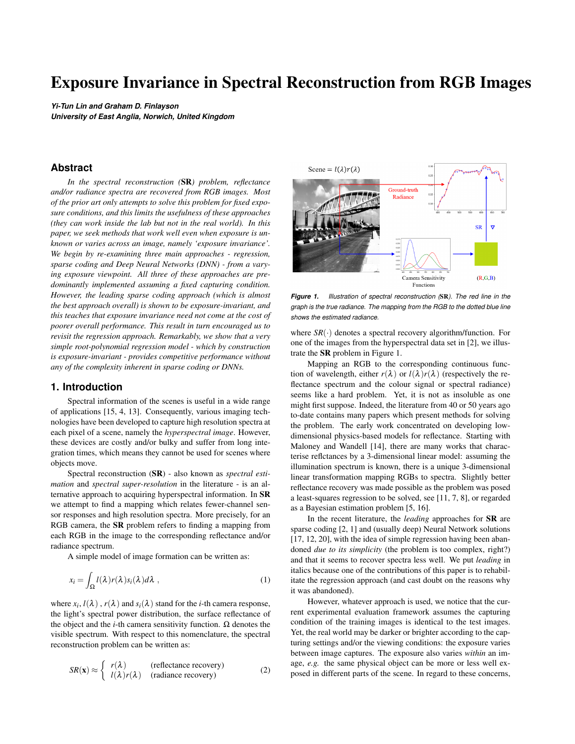# Exposure Invariance in Spectral Reconstruction from RGB Images

***Yi-Tun Lin and Graham D. Finlayson***
***University of East Anglia, Norwich, United Kingdom***

## Abstract

*In the spectral reconstruction (**SR**) problem, reflectance and/or radiance spectra are recovered from RGB images. Most of the prior art only attempts to solve this problem for fixed exposure conditions, and this limits the usefulness of these approaches (they can work inside the lab but not in the real world). In this paper, we seek methods that work well even when exposure is unknown or varies across an image, namely 'exposure invariance'. We begin by re-examining three main approaches - regression, sparse coding and Deep Neural Networks (DNN) - from a varying exposure viewpoint. All three of these approaches are predominantly implemented assuming a fixed capturing condition. However, the leading sparse coding approach (which is almost the best approach overall) is shown to be exposure-invariant, and this teaches that exposure invariance need not come at the cost of poorer overall performance. This result in turn encouraged us to revisit the regression approach. Remarkably, we show that a very simple root-polynomial regression model - which by construction is exposure-invariant - provides competitive performance without any of the complexity inherent in sparse coding or DNNs.*

## 1. Introduction

Spectral information of the scenes is useful in a wide range of applications [15, 4, 13]. Consequently, various imaging technologies have been developed to capture high resolution spectra at each pixel of a scene, namely the *hyperspectral image*. However, these devices are costly and/or bulky and suffer from long integration times, which means they cannot be used for scenes where objects move.

Spectral reconstruction (**SR**) - also known as *spectral estimation* and *spectral super-resolution* in the literature - is an alternative approach to acquiring hyperspectral information. In **SR** we attempt to find a mapping which relates fewer-channel sensor responses and high resolution spectra. More precisely, for an RGB camera, the **SR** problem refers to finding a mapping from each RGB in the image to the corresponding reflectance and/or radiance spectrum.

A simple model of image formation can be written as:

$$x_i = \int_{\Omega} l(\lambda) r(\lambda) s_i(\lambda) d\lambda \ , \tag{1}$$

where $x_i$, $l(\lambda)$ , $r(\lambda)$ and $s_i(\lambda)$ stand for the $i$-th camera response, the light's spectral power distribution, the surface reflectance of the object and the $i$-th camera sensitivity function. $\Omega$ denotes the visible spectrum. With respect to this nomenclature, the spectral reconstruction problem can be written as:

$$SR(\mathbf{x}) \approx \begin{cases} r(\lambda) & \text{(reflectance recovery)} \\ l(\lambda)r(\lambda) & \text{(radiance recovery)} \end{cases} \tag{2}$$

***Figure 1.*** *Illustration of spectral reconstruction (**SR**). The red line in the graph is the true radiance. The mapping from the RGB to the dotted blue line shows the estimated radiance.*

where $SR(\cdot)$ denotes a spectral recovery algorithm/function. For one of the images from the hyperspectral data set in [2], we illustrate the **SR** problem in Figure 1.

Mapping an RGB to the corresponding continuous function of wavelength, either $r(\lambda)$ or $l(\lambda)r(\lambda)$ (respectively the reflectance spectrum and the colour signal or spectral radiance) seems like a hard problem. Yet, it is not as insoluble as one might first suppose. Indeed, the literature from 40 or 50 years ago to-date contains many papers which present methods for solving the problem. The early work concentrated on developing low-dimensional physics-based models for reflectance. Starting with Maloney and Wandell [14], there are many works that characterise reflctances by a 3-dimensional linear model: assuming the illumination spectrum is known, there is a unique 3-dimensional linear transformation mapping RGBs to spectra. Slightly better reflectance recovery was made possible as the problem was posed a least-squares regression to be solved, see [11, 7, 8], or regarded as a Bayesian estimation problem [5, 16].

In the recent literature, the *leading* approaches for **SR** are sparse coding [2, 1] and (usually deep) Neural Network solutions [17, 12, 20], with the idea of simple regression having been abandoned *due to its simplicity* (the problem is too complex, right?) and that it seems to recover spectra less well. We put *leading* in italics because one of the contributions of this paper is to rehabilitate the regression approach (and cast doubt on the reasons why it was abandoned).

However, whatever approach is used, we notice that the current experimental evaluation framework assumes the capturing condition of the training images is identical to the test images. Yet, the real world may be darker or brighter according to the capturing settings and/or the viewing conditions: the exposure varies between image captures. The exposure also varies *within* an image, *e.g.* the same physical object can be more or less well exposed in different parts of the scene. In regard to these concerns,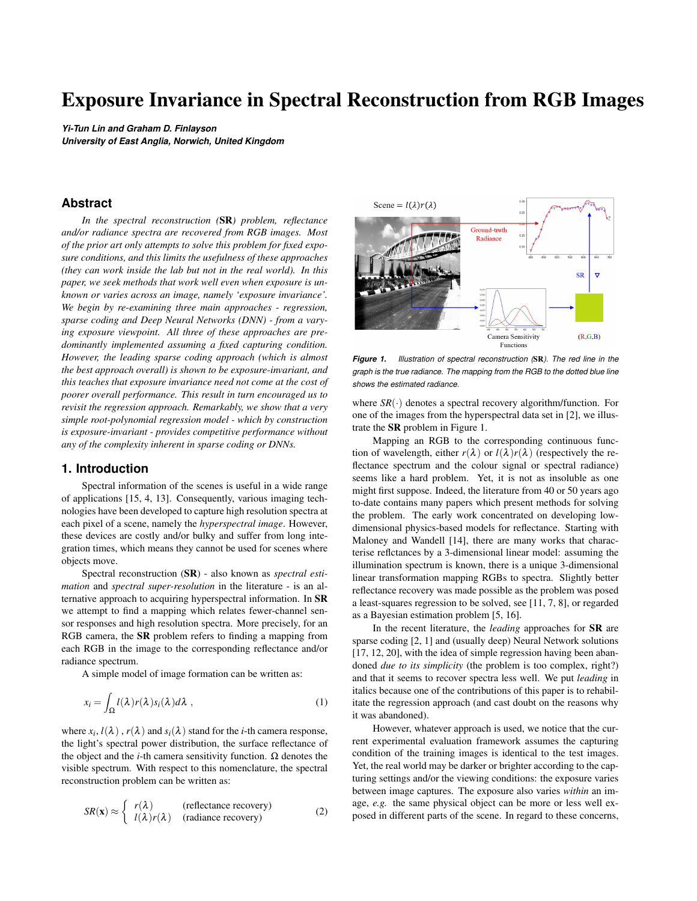# Exposure Invariance in Spectral Reconstruction from RGB Images

***Yi-Tun Lin and Graham D. Finlayson***
***University of East Anglia, Norwich, United Kingdom***

## Abstract

*In the spectral reconstruction (**SR**) problem, reflectance and/or radiance spectra are recovered from RGB images. Most of the prior art only attempts to solve this problem for fixed exposure conditions, and this limits the usefulness of these approaches (they can work inside the lab but not in the real world). In this paper, we seek methods that work well even when exposure is unknown or varies across an image, namely 'exposure invariance'. We begin by re-examining three main approaches - regression, sparse coding and Deep Neural Networks (DNN) - from a varying exposure viewpoint. All three of these approaches are predominantly implemented assuming a fixed capturing condition. However, the leading sparse coding approach (which is almost the best approach overall) is shown to be exposure-invariant, and this teaches that exposure invariance need not come at the cost of poorer overall performance. This result in turn encouraged us to revisit the regression approach. Remarkably, we show that a very simple root-polynomial regression model - which by construction is exposure-invariant - provides competitive performance without any of the complexity inherent in sparse coding or DNNs.*

## 1. Introduction

Spectral information of the scenes is useful in a wide range of applications [15, 4, 13]. Consequently, various imaging technologies have been developed to capture high resolution spectra at each pixel of a scene, namely the *hyperspectral image*. However, these devices are costly and/or bulky and suffer from long integration times, which means they cannot be used for scenes where objects move.

Spectral reconstruction (**SR**) - also known as *spectral estimation* and *spectral super-resolution* in the literature - is an alternative approach to acquiring hyperspectral information. In **SR** we attempt to find a mapping which relates fewer-channel sensor responses and high resolution spectra. More precisely, for an RGB camera, the **SR** problem refers to finding a mapping from each RGB in the image to the corresponding reflectance and/or radiance spectrum.

A simple model of image formation can be written as:

$$x_i = \int_{\Omega} l(\lambda) r(\lambda) s_i(\lambda) d\lambda \; , \tag{1}$$

where $x_i$, $l(\lambda)$ , $r(\lambda)$ and $s_i(\lambda)$ stand for the $i$-th camera response, the light's spectral power distribution, the surface reflectance of the object and the $i$-th camera sensitivity function. $\Omega$ denotes the visible spectrum. With respect to this nomenclature, the spectral reconstruction problem can be written as:

$$SR(\mathbf{x}) \approx \begin{cases} r(\lambda) & \text{(reflectance recovery)} \\ l(\lambda)r(\lambda) & \text{(radiance recovery)} \end{cases} \tag{2}$$

*Figure 1. Illustration of spectral reconstruction (**SR**). The red line in the graph is the true radiance. The mapping from the RGB to the dotted blue line shows the estimated radiance.*

where $SR(\cdot)$ denotes a spectral recovery algorithm/function. For one of the images from the hyperspectral data set in [2], we illustrate the **SR** problem in Figure 1.

Mapping an RGB to the corresponding continuous function of wavelength, either $r(\lambda)$ or $l(\lambda)r(\lambda)$ (respectively the reflectance spectrum and the colour signal or spectral radiance) seems like a hard problem. Yet, it is not as insoluble as one might first suppose. Indeed, the literature from 40 or 50 years ago to-date contains many papers which present methods for solving the problem. The early work concentrated on developing low-dimensional physics-based models for reflectance. Starting with Maloney and Wandell [14], there are many works that characterise reflctances by a 3-dimensional linear model: assuming the illumination spectrum is known, there is a unique 3-dimensional linear transformation mapping RGBs to spectra. Slightly better reflectance recovery was made possible as the problem was posed a least-squares regression to be solved, see [11, 7, 8], or regarded as a Bayesian estimation problem [5, 16].

In the recent literature, the *leading* approaches for **SR** are sparse coding [2, 1] and (usually deep) Neural Network solutions [17, 12, 20], with the idea of simple regression having been abandoned *due to its simplicity* (the problem is too complex, right?) and that it seems to recover spectra less well. We put *leading* in italics because one of the contributions of this paper is to rehabilitate the regression approach (and cast doubt on the reasons why it was abandoned).

However, whatever approach is used, we notice that the current experimental evaluation framework assumes the capturing condition of the training images is identical to the test images. Yet, the real world may be darker or brighter according to the capturing settings and/or the viewing conditions: the exposure varies between image captures. The exposure also varies *within* an image, *e.g.* the same physical object can be more or less well exposed in different parts of the scene. In regard to these concerns,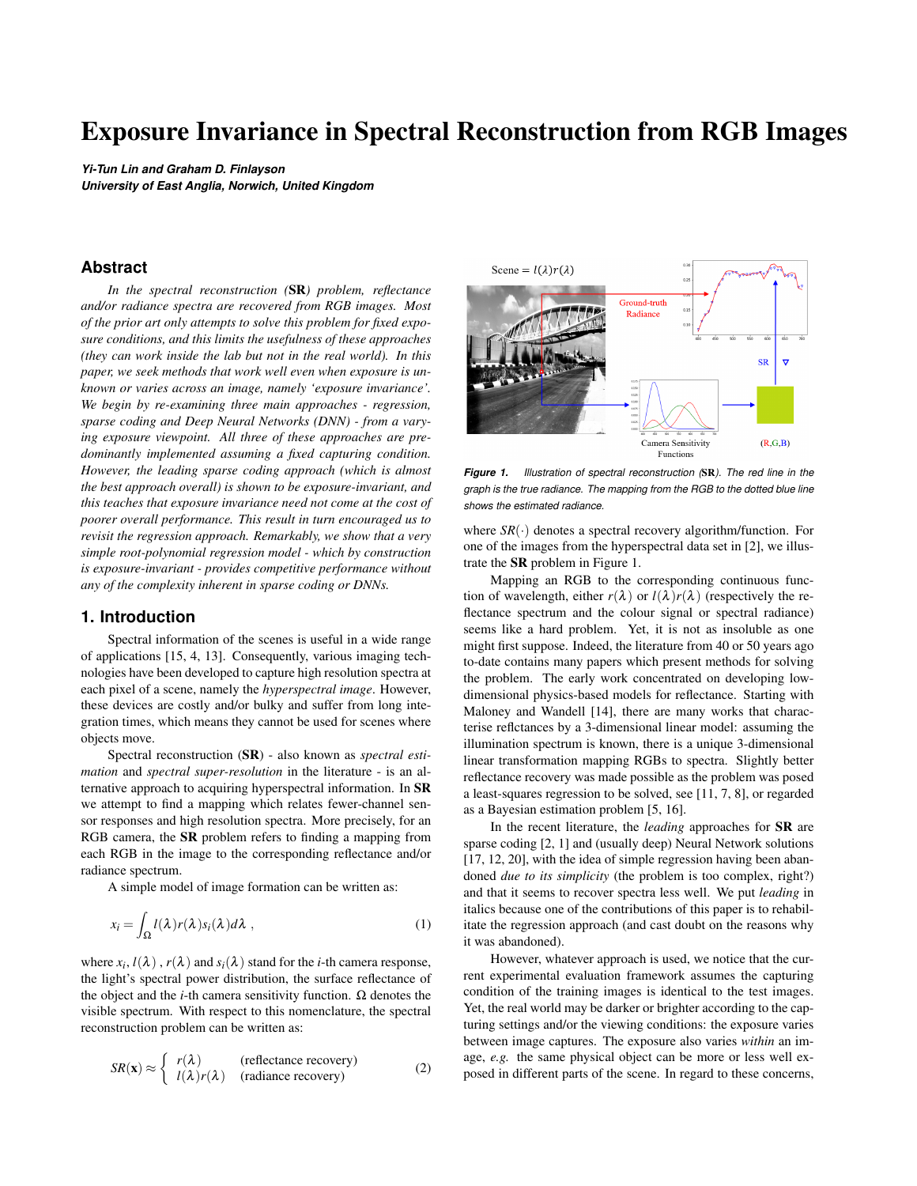# Exposure Invariance in Spectral Reconstruction from RGB Images

***Yi-Tun Lin and Graham D. Finlayson***
***University of East Anglia, Norwich, United Kingdom***

## Abstract

*In the spectral reconstruction (**SR**) problem, reflectance and/or radiance spectra are recovered from RGB images. Most of the prior art only attempts to solve this problem for fixed exposure conditions, and this limits the usefulness of these approaches (they can work inside the lab but not in the real world). In this paper, we seek methods that work well even when exposure is unknown or varies across an image, namely 'exposure invariance'. We begin by re-examining three main approaches - regression, sparse coding and Deep Neural Networks (DNN) - from a varying exposure viewpoint. All three of these approaches are predominantly implemented assuming a fixed capturing condition. However, the leading sparse coding approach (which is almost the best approach overall) is shown to be exposure-invariant, and this teaches that exposure invariance need not come at the cost of poorer overall performance. This result in turn encouraged us to revisit the regression approach. Remarkably, we show that a very simple root-polynomial regression model - which by construction is exposure-invariant - provides competitive performance without any of the complexity inherent in sparse coding or DNNs.*

## 1. Introduction

Spectral information of the scenes is useful in a wide range of applications [15, 4, 13]. Consequently, various imaging technologies have been developed to capture high resolution spectra at each pixel of a scene, namely the *hyperspectral image*. However, these devices are costly and/or bulky and suffer from long integration times, which means they cannot be used for scenes where objects move.

Spectral reconstruction (**SR**) - also known as *spectral estimation* and *spectral super-resolution* in the literature - is an alternative approach to acquiring hyperspectral information. In **SR** we attempt to find a mapping which relates fewer-channel sensor responses and high resolution spectra. More precisely, for an RGB camera, the **SR** problem refers to finding a mapping from each RGB in the image to the corresponding reflectance and/or radiance spectrum.

A simple model of image formation can be written as:

$$x_i = \int_{\Omega} l(\lambda) r(\lambda) s_i(\lambda) d\lambda \ , \tag{1}$$

where $x_i$, $l(\lambda)$ , $r(\lambda)$ and $s_i(\lambda)$ stand for the $i$-th camera response, the light's spectral power distribution, the surface reflectance of the object and the $i$-th camera sensitivity function. $\Omega$ denotes the visible spectrum. With respect to this nomenclature, the spectral reconstruction problem can be written as:

$$SR(\mathbf{x}) \approx \begin{cases} r(\lambda) & \text{(reflectance recovery)} \\ l(\lambda)r(\lambda) & \text{(radiance recovery)} \end{cases} \tag{2}$$

Scene = $l(\lambda)r(\lambda)$

Ground-truth Radiance

SR

Camera Sensitivity Functions

(R,G,B)

***Figure 1.*** *Illustration of spectral reconstruction (**SR**). The red line in the graph is the true radiance. The mapping from the RGB to the dotted blue line shows the estimated radiance.*

where $SR(\cdot)$ denotes a spectral recovery algorithm/function. For one of the images from the hyperspectral data set in [2], we illustrate the **SR** problem in Figure 1.

Mapping an RGB to the corresponding continuous function of wavelength, either $r(\lambda)$ or $l(\lambda)r(\lambda)$ (respectively the reflectance spectrum and the colour signal or spectral radiance) seems like a hard problem. Yet, it is not as insoluble as one might first suppose. Indeed, the literature from 40 or 50 years ago to-date contains many papers which present methods for solving the problem. The early work concentrated on developing low-dimensional physics-based models for reflectance. Starting with Maloney and Wandell [14], there are many works that characterise reflctances by a 3-dimensional linear model: assuming the illumination spectrum is known, there is a unique 3-dimensional linear transformation mapping RGBs to spectra. Slightly better reflectance recovery was made possible as the problem was posed a least-squares regression to be solved, see [11, 7, 8], or regarded as a Bayesian estimation problem [5, 16].

In the recent literature, the *leading* approaches for **SR** are sparse coding [2, 1] and (usually deep) Neural Network solutions [17, 12, 20], with the idea of simple regression having been abandoned *due to its simplicity* (the problem is too complex, right?) and that it seems to recover spectra less well. We put *leading* in italics because one of the contributions of this paper is to rehabilitate the regression approach (and cast doubt on the reasons why it was abandoned).

However, whatever approach is used, we notice that the current experimental evaluation framework assumes the capturing condition of the training images is identical to the test images. Yet, the real world may be darker or brighter according to the capturing settings and/or the viewing conditions: the exposure varies between image captures. The exposure also varies *within* an image, *e.g.* the same physical object can be more or less well exposed in different parts of the scene. In regard to these concerns,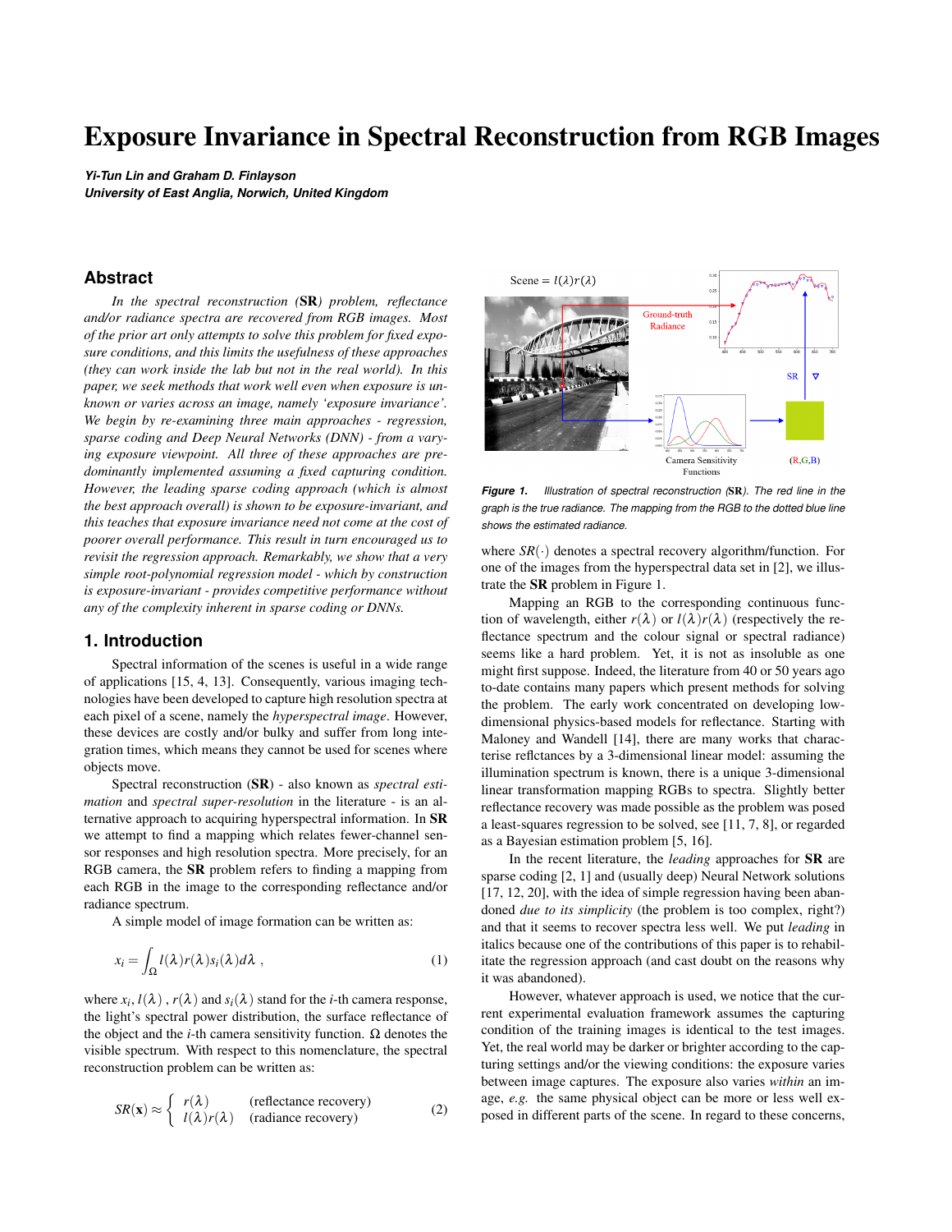# Exposure Invariance in Spectral Reconstruction from RGB Images

***Yi-Tun Lin and Graham D. Finlayson***
***University of East Anglia, Norwich, United Kingdom***

## Abstract

*In the spectral reconstruction (**SR**) problem, reflectance and/or radiance spectra are recovered from RGB images. Most of the prior art only attempts to solve this problem for fixed exposure conditions, and this limits the usefulness of these approaches (they can work inside the lab but not in the real world). In this paper, we seek methods that work well even when exposure is unknown or varies across an image, namely 'exposure invariance'. We begin by re-examining three main approaches - regression, sparse coding and Deep Neural Networks (DNN) - from a varying exposure viewpoint. All three of these approaches are predominantly implemented assuming a fixed capturing condition. However, the leading sparse coding approach (which is almost the best approach overall) is shown to be exposure-invariant, and this teaches that exposure invariance need not come at the cost of poorer overall performance. This result in turn encouraged us to revisit the regression approach. Remarkably, we show that a very simple root-polynomial regression model - which by construction is exposure-invariant - provides competitive performance without any of the complexity inherent in sparse coding or DNNs.*

## 1. Introduction

Spectral information of the scenes is useful in a wide range of applications [15, 4, 13]. Consequently, various imaging technologies have been developed to capture high resolution spectra at each pixel of a scene, namely the *hyperspectral image*. However, these devices are costly and/or bulky and suffer from long integration times, which means they cannot be used for scenes where objects move.

Spectral reconstruction (**SR**) - also known as *spectral estimation* and *spectral super-resolution* in the literature - is an alternative approach to acquiring hyperspectral information. In **SR** we attempt to find a mapping which relates fewer-channel sensor responses and high resolution spectra. More precisely, for an RGB camera, the **SR** problem refers to finding a mapping from each RGB in the image to the corresponding reflectance and/or radiance spectrum.

A simple model of image formation can be written as:

$$x_i = \int_{\Omega} l(\lambda) r(\lambda) s_i(\lambda) d\lambda \ , \tag{1}$$

where $x_i$, $l(\lambda)$ , $r(\lambda)$ and $s_i(\lambda)$ stand for the $i$-th camera response, the light's spectral power distribution, the surface reflectance of the object and the $i$-th camera sensitivity function. $\Omega$ denotes the visible spectrum. With respect to this nomenclature, the spectral reconstruction problem can be written as:

$$SR(\mathbf{x}) \approx \begin{cases} r(\lambda) & \text{(reflectance recovery)} \\ l(\lambda)r(\lambda) & \text{(radiance recovery)} \end{cases} \tag{2}$$

Scene = $l(\lambda)r(\lambda)$

Ground-truth Radiance

SR

Camera Sensitivity Functions

(R,G,B)

***Figure 1.*** *Illustration of spectral reconstruction (**SR**). The red line in the graph is the true radiance. The mapping from the RGB to the dotted blue line shows the estimated radiance.*

where $SR(\cdot)$ denotes a spectral recovery algorithm/function. For one of the images from the hyperspectral data set in [2], we illustrate the **SR** problem in Figure 1.

Mapping an RGB to the corresponding continuous function of wavelength, either $r(\lambda)$ or $l(\lambda)r(\lambda)$ (respectively the reflectance spectrum and the colour signal or spectral radiance) seems like a hard problem. Yet, it is not as insoluble as one might first suppose. Indeed, the literature from 40 or 50 years ago to-date contains many papers which present methods for solving the problem. The early work concentrated on developing low-dimensional physics-based models for reflectance. Starting with Maloney and Wandell [14], there are many works that characterise reflctances by a 3-dimensional linear model: assuming the illumination spectrum is known, there is a unique 3-dimensional linear transformation mapping RGBs to spectra. Slightly better reflectance recovery was made possible as the problem was posed a least-squares regression to be solved, see [11, 7, 8], or regarded as a Bayesian estimation problem [5, 16].

In the recent literature, the *leading* approaches for **SR** are sparse coding [2, 1] and (usually deep) Neural Network solutions [17, 12, 20], with the idea of simple regression having been abandoned *due to its simplicity* (the problem is too complex, right?) and that it seems to recover spectra less well. We put *leading* in italics because one of the contributions of this paper is to rehabilitate the regression approach (and cast doubt on the reasons why it was abandoned).

However, whatever approach is used, we notice that the current experimental evaluation framework assumes the capturing condition of the training images is identical to the test images. Yet, the real world may be darker or brighter according to the capturing settings and/or the viewing conditions: the exposure varies between image captures. The exposure also varies *within* an image, *e.g.* the same physical object can be more or less well exposed in different parts of the scene. In regard to these concerns,